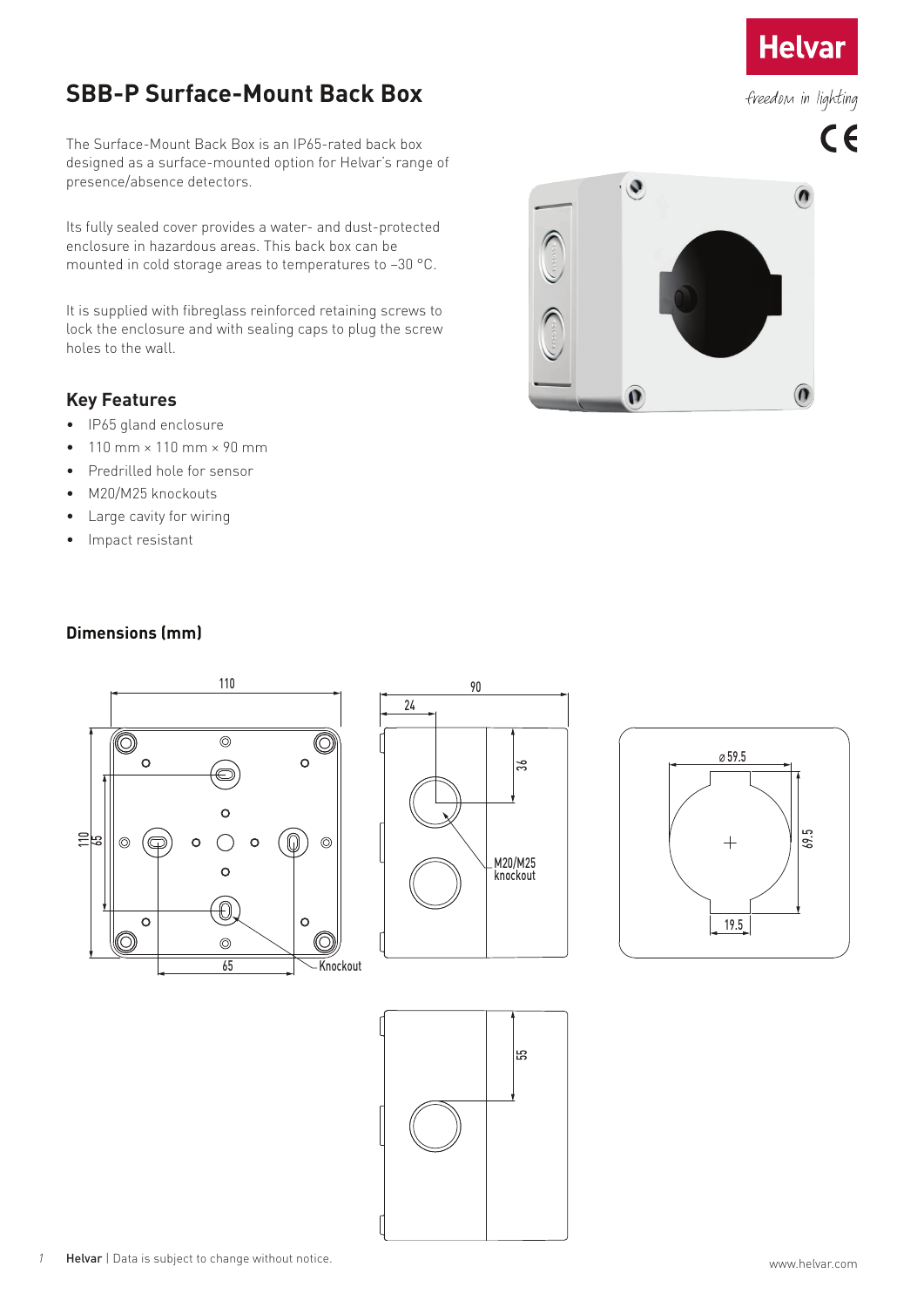# SBB-P Surface-Mount Back Box

The Surface-Mount Back Box is an IP65-rated back box designed as a surface-mounted option for Helvar's range of presence/absence detectors.

Its fully sealed cover provides a water- and dust-protected enclosure in hazardous areas. This back box can be mounted in cold storage areas to temperatures to –30 °C.

It is supplied with fibreglass reinforced retaining screws to lock the enclosure and with sealing caps to plug the screw holes to the wall.

## Key Features

- IP65 gland enclosure
- 110 mm × 110 mm × 90 mm
- Predrilled hole for sensor
- M20/M25 knockouts
- Large cavity for wiring
- Impact resistant

## Dimensions (mm)

110

110

65

65

Knockout

90

24

36

M20/M25 knockout

ø 59.5

69.5

19.5

55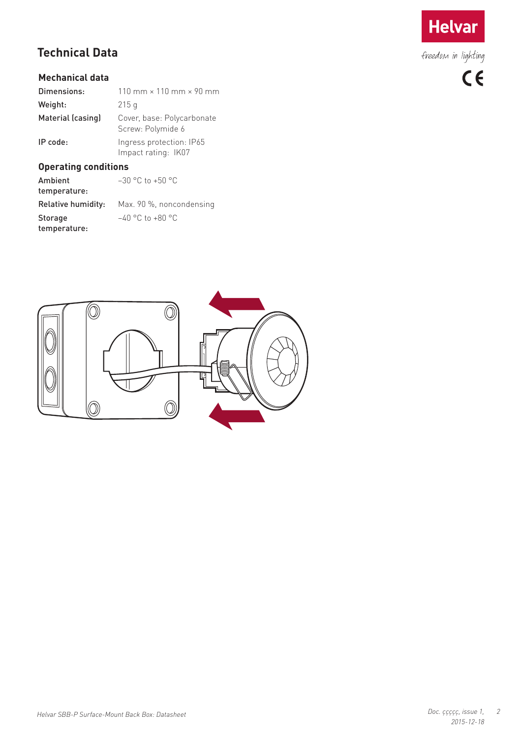# Technical Data

## Mechanical data

| | |
|---|---|
| **Dimensions:** | 110 mm × 110 mm × 90 mm |
| **Weight:** | 215 g |
| **Material (casing)** | Cover, base: Polycarbonate<br>Screw: Polymide 6 |
| **IP code:** | Ingress protection: IP65<br>Impact rating: IK07 |

## Operating conditions

| | |
|---|---|
| **Ambient temperature:** | −30 °C to +50 °C |
| **Relative humidity:** | Max. 90 %, noncondensing |
| **Storage temperature:** | −40 °C to +80 °C |